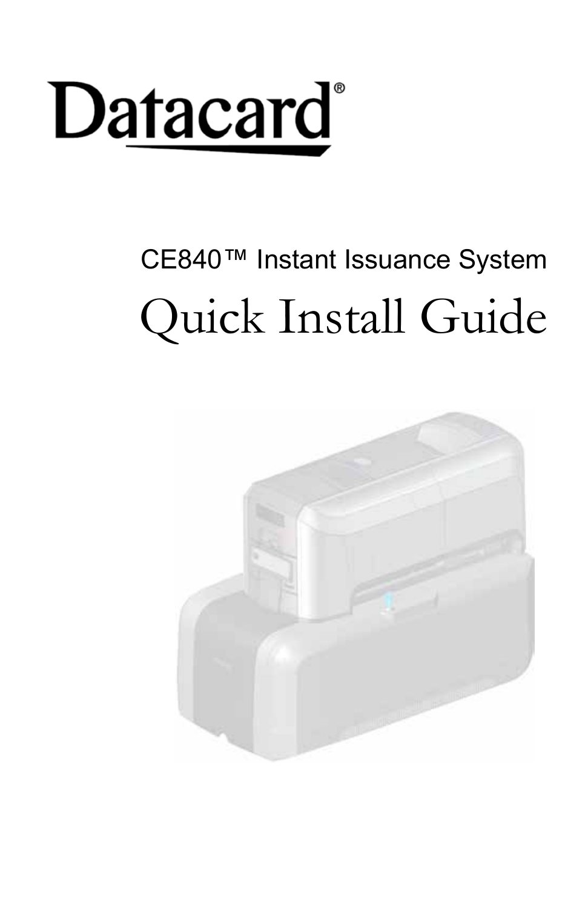Datacard®

CE840™ Instant Issuance System

# Quick Install Guide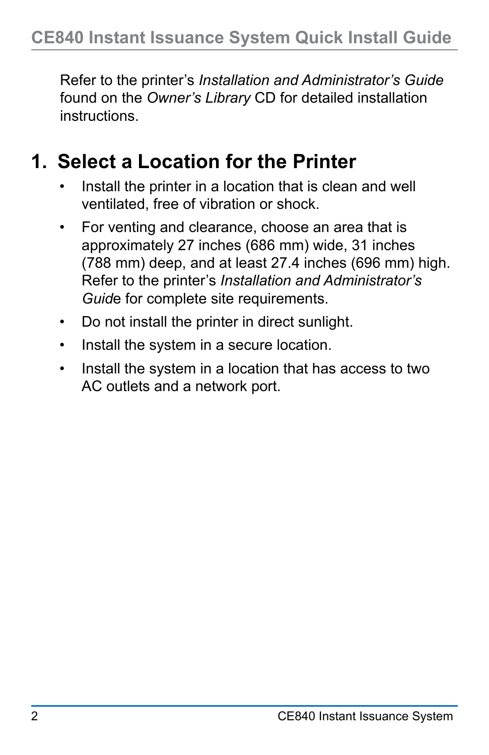Refer to the printer's *Installation and Administrator's Guide* found on the *Owner's Library* CD for detailed installation instructions.

## 1. Select a Location for the Printer

- Install the printer in a location that is clean and well ventilated, free of vibration or shock.
- For venting and clearance, choose an area that is approximately 27 inches (686 mm) wide, 31 inches (788 mm) deep, and at least 27.4 inches (696 mm) high. Refer to the printer's *Installation and Administrator's Guide* for complete site requirements.
- Do not install the printer in direct sunlight.
- Install the system in a secure location.
- Install the system in a location that has access to two AC outlets and a network port.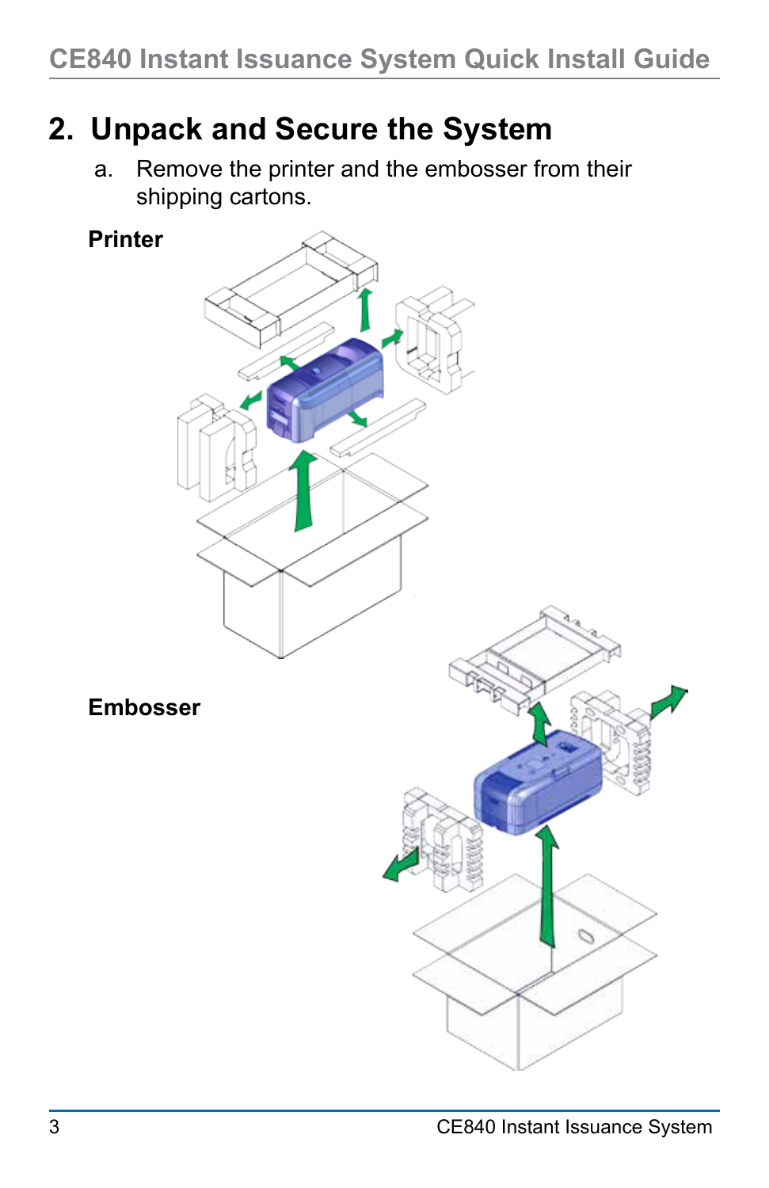## 2. Unpack and Secure the System

a. Remove the printer and the embosser from their shipping cartons.

**Printer**

**Embosser**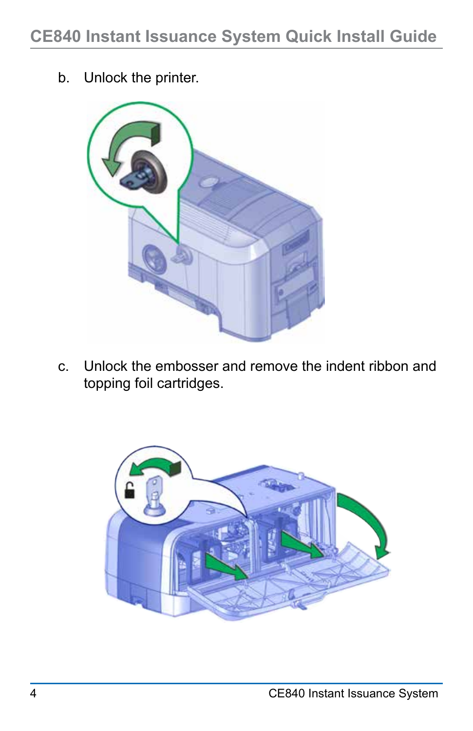b. Unlock the printer.

c. Unlock the embosser and remove the indent ribbon and topping foil cartridges.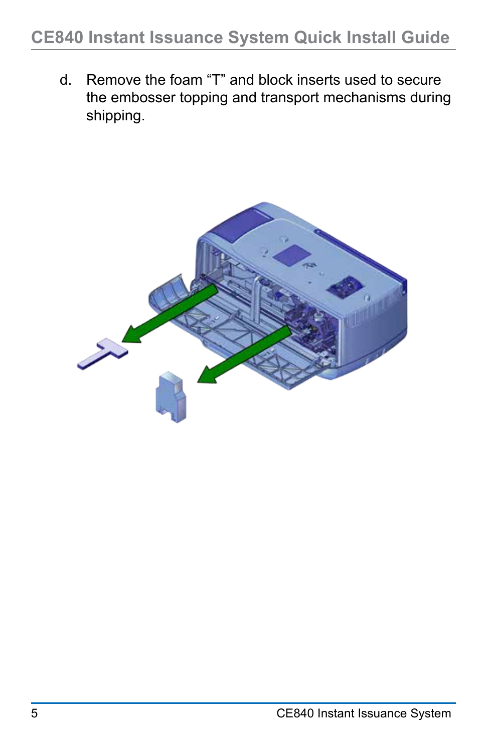d. Remove the foam “T” and block inserts used to secure the embosser topping and transport mechanisms during shipping.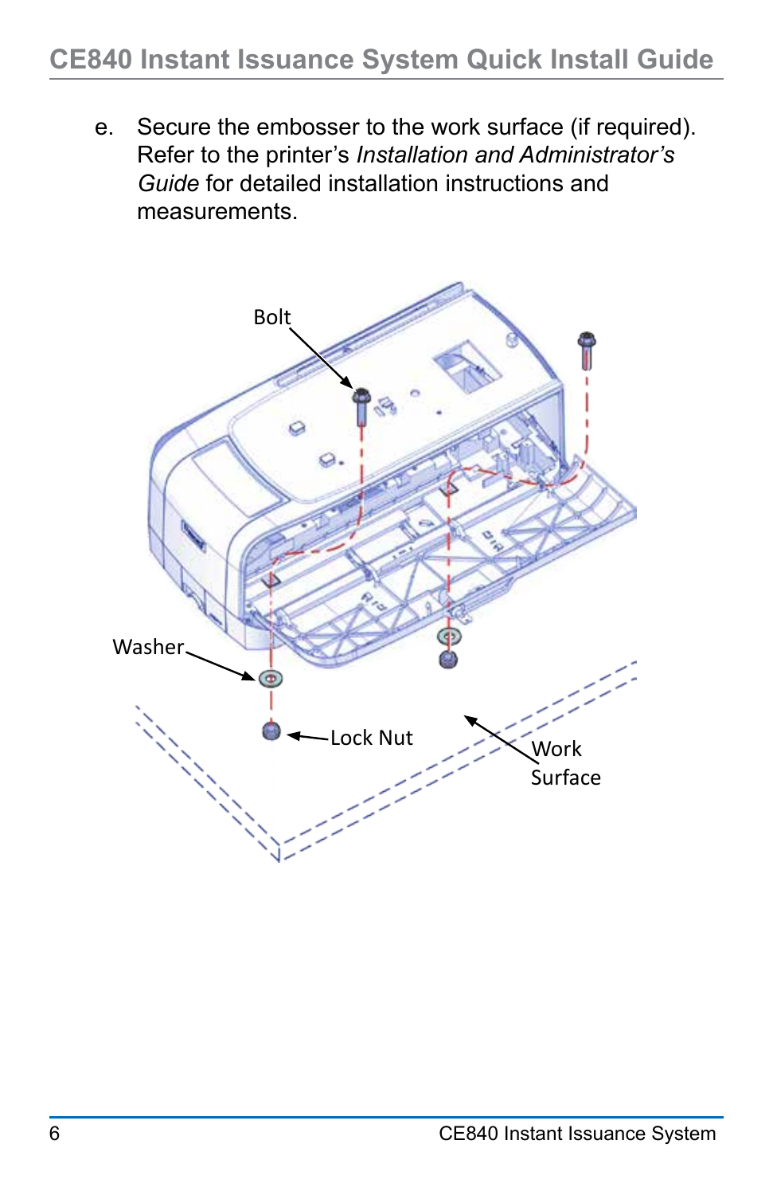e. Secure the embosser to the work surface (if required). Refer to the printer's *Installation and Administrator's Guide* for detailed installation instructions and measurements.

Bolt

Washer

Lock Nut

Work Surface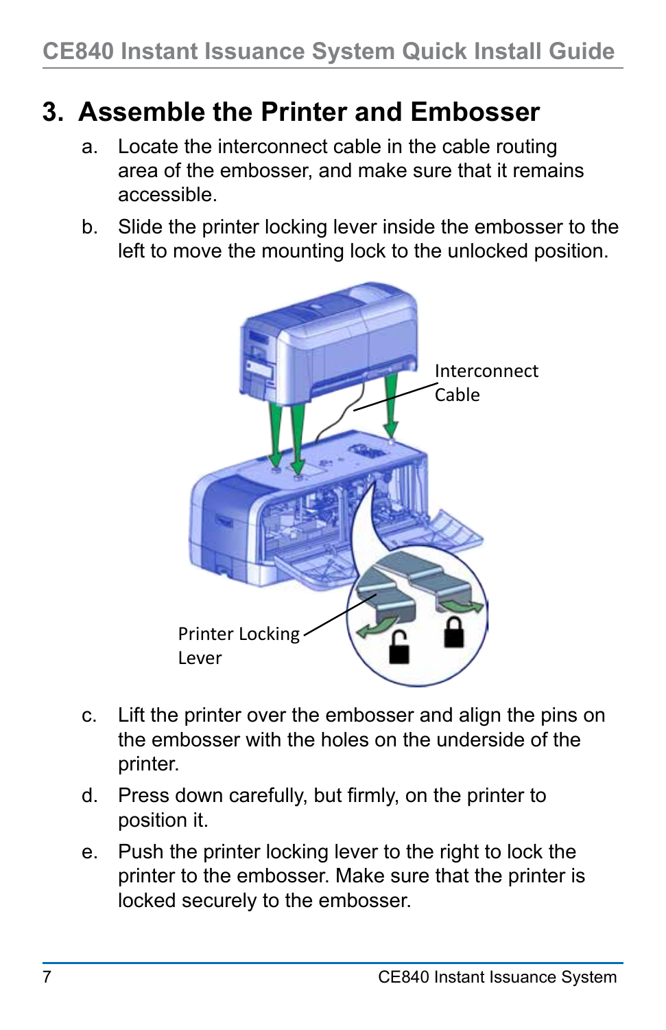## 3. Assemble the Printer and Embosser

a. Locate the interconnect cable in the cable routing area of the embosser, and make sure that it remains accessible.

b. Slide the printer locking lever inside the embosser to the left to move the mounting lock to the unlocked position.

c. Lift the printer over the embosser and align the pins on the embosser with the holes on the underside of the printer.

d. Press down carefully, but firmly, on the printer to position it.

e. Push the printer locking lever to the right to lock the printer to the embosser. Make sure that the printer is locked securely to the embosser.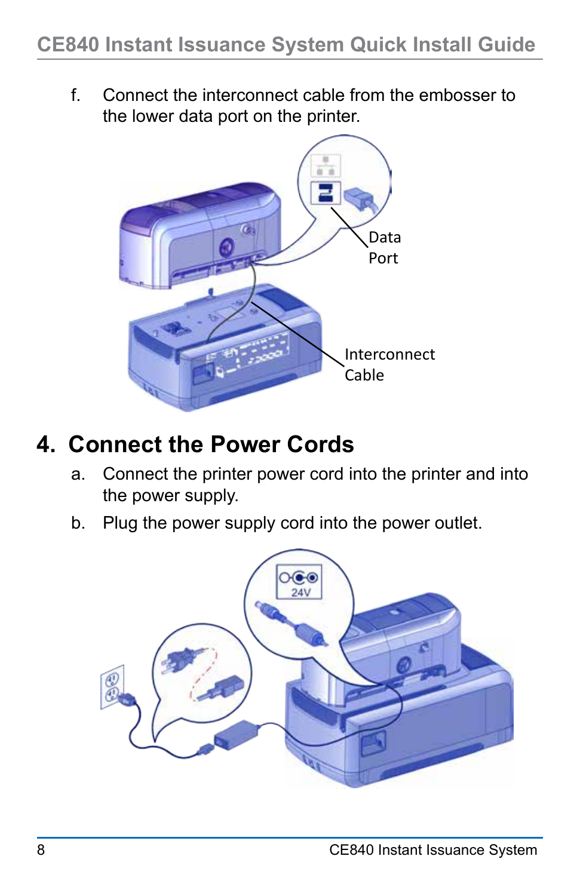f. Connect the interconnect cable from the embosser to the lower data port on the printer.

Data Port

Interconnect Cable

## 4. Connect the Power Cords

a. Connect the printer power cord into the printer and into the power supply.

b. Plug the power supply cord into the power outlet.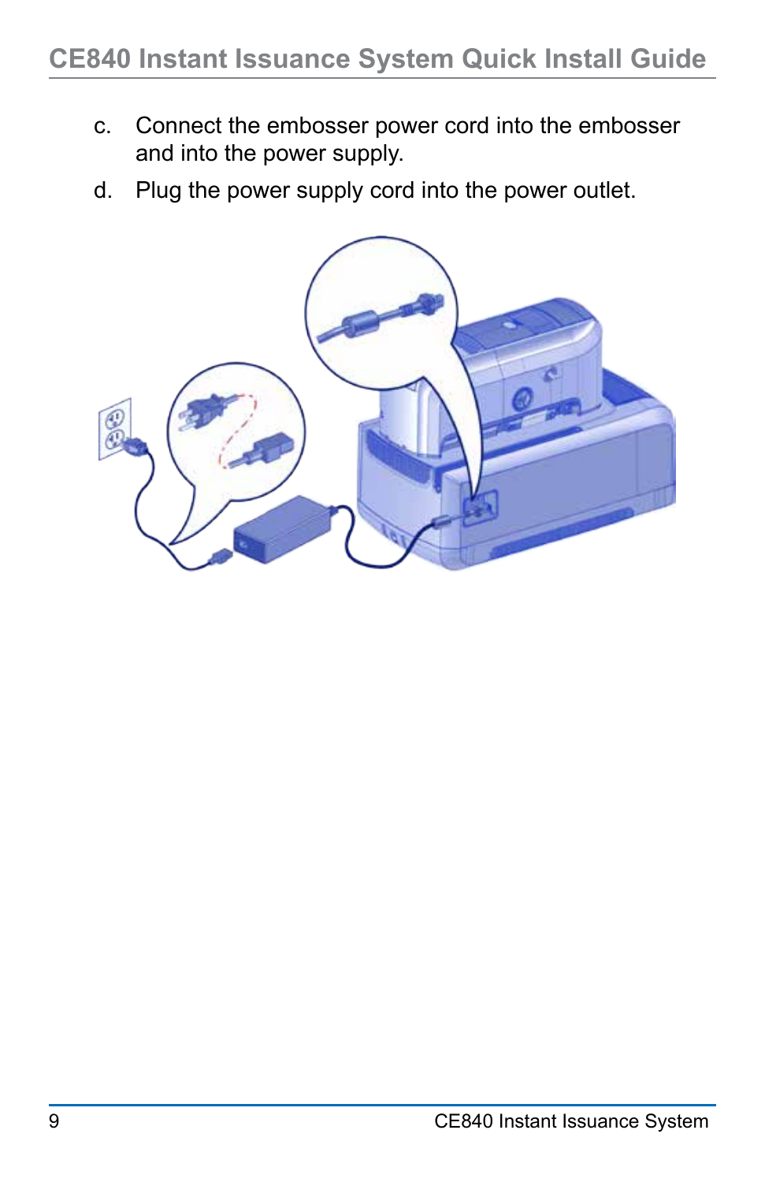c. Connect the embosser power cord into the embosser and into the power supply.

d. Plug the power supply cord into the power outlet.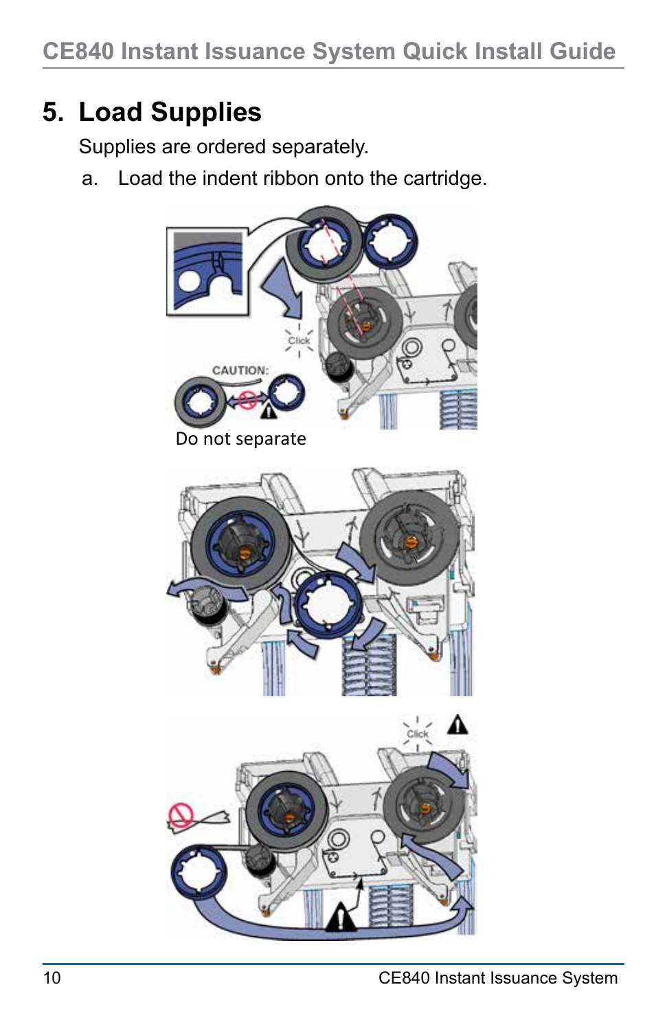# 5. Load Supplies

Supplies are ordered separately.

a. Load the indent ribbon onto the cartridge.

Do not separate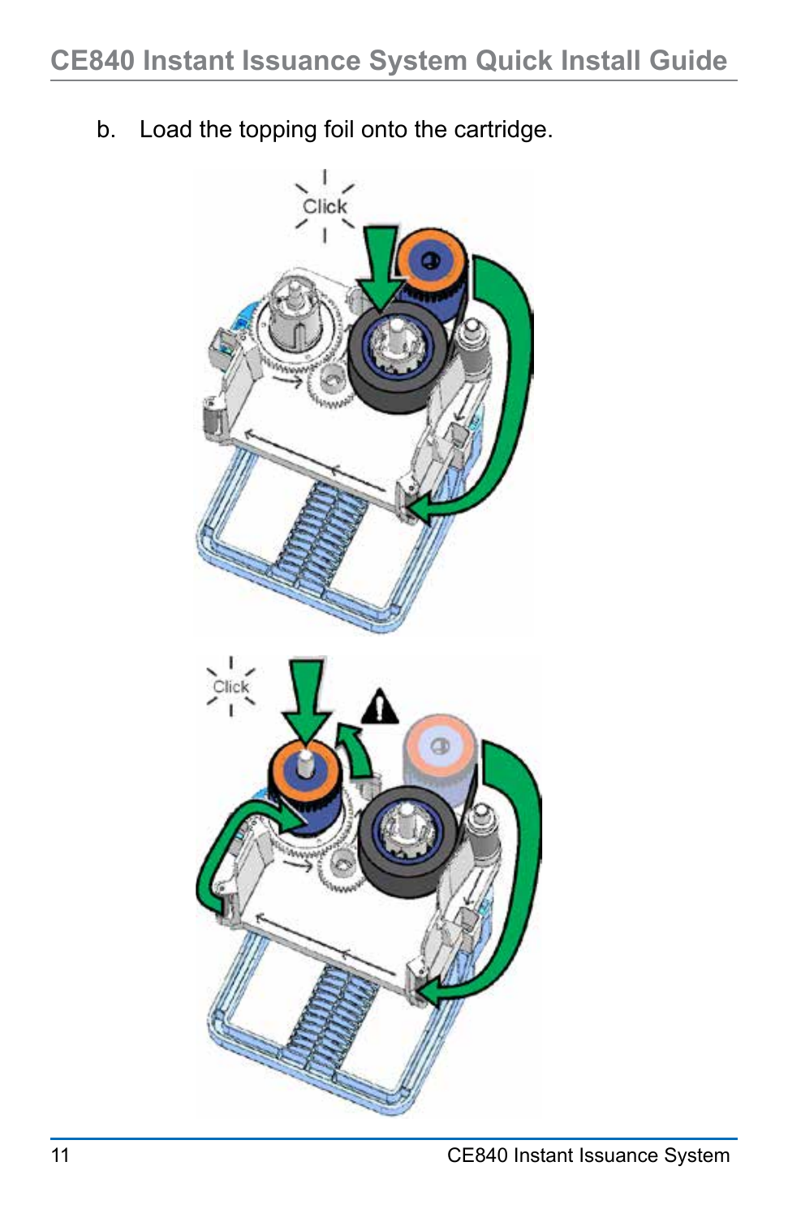b. Load the topping foil onto the cartridge.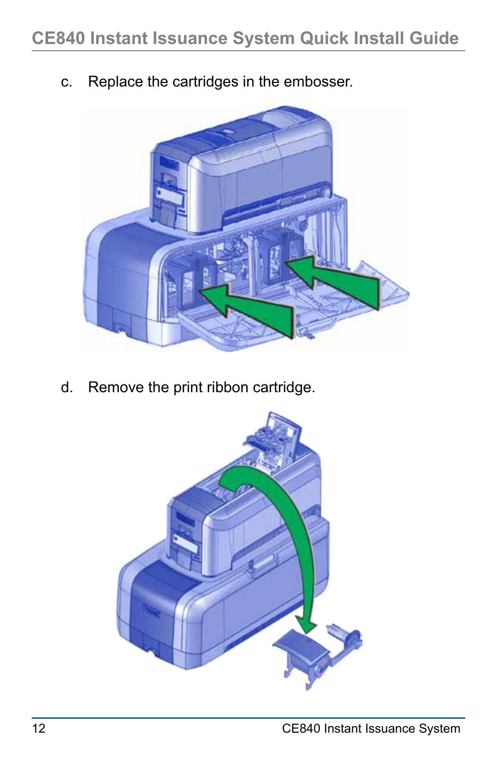c. Replace the cartridges in the embosser.

d. Remove the print ribbon cartridge.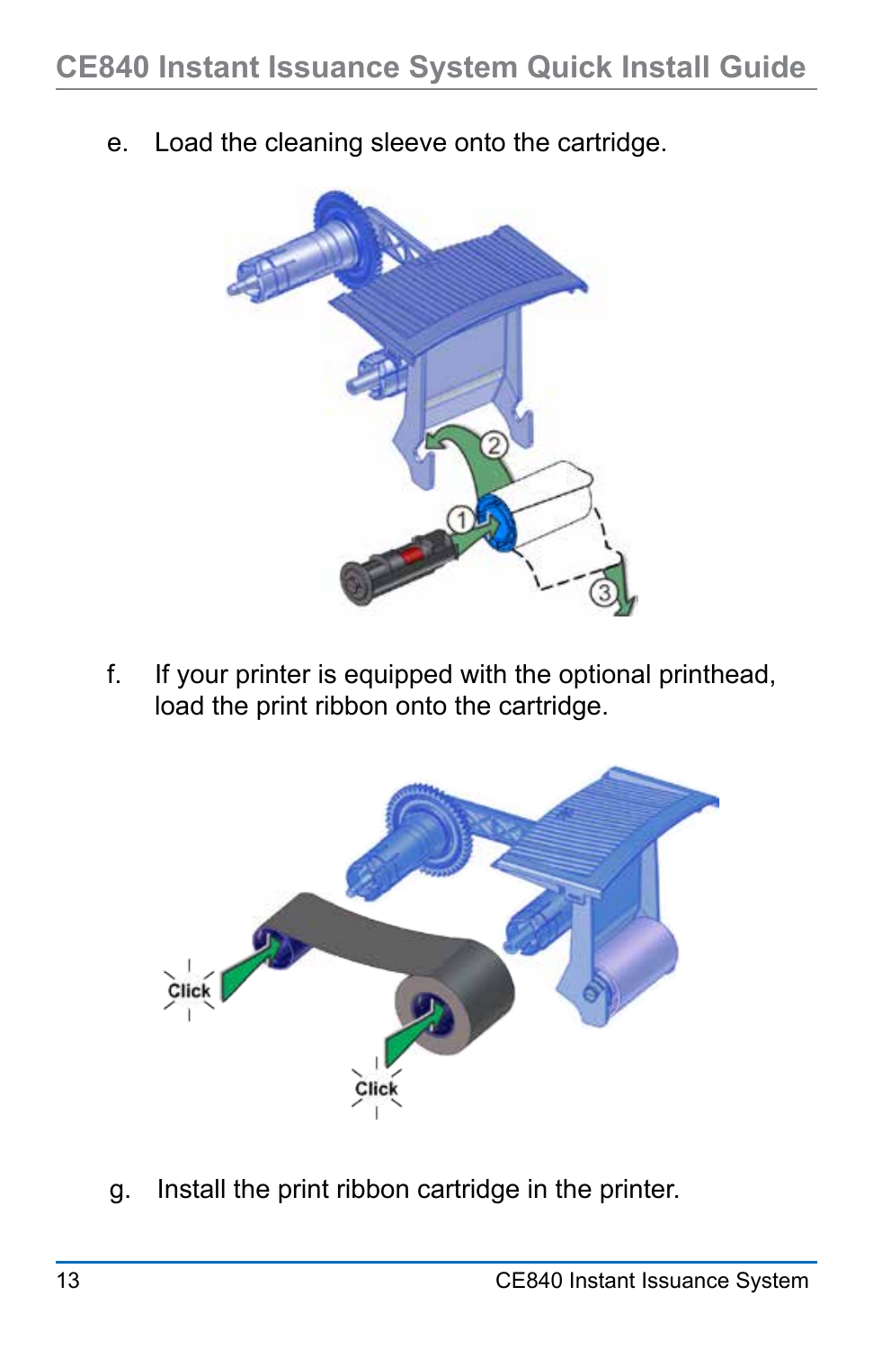e. Load the cleaning sleeve onto the cartridge.

f. If your printer is equipped with the optional printhead, load the print ribbon onto the cartridge.

g. Install the print ribbon cartridge in the printer.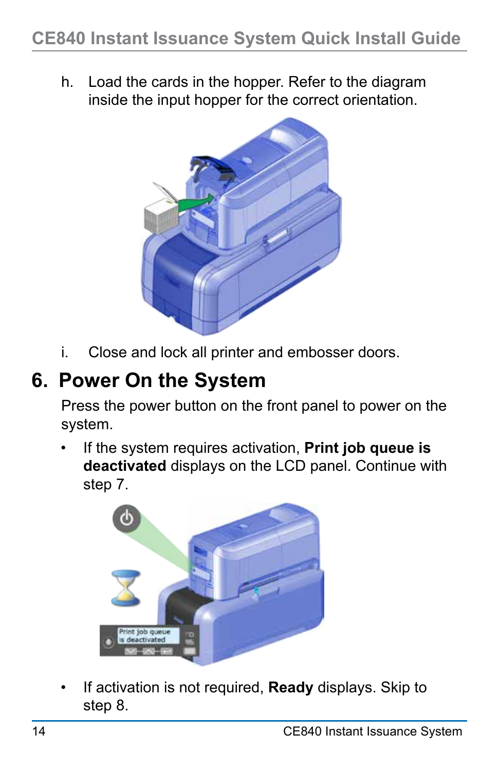h. Load the cards in the hopper. Refer to the diagram inside the input hopper for the correct orientation.

i. Close and lock all printer and embosser doors.

## 6. Power On the System

Press the power button on the front panel to power on the system.

- If the system requires activation, **Print job queue is deactivated** displays on the LCD panel. Continue with step 7.

- If activation is not required, **Ready** displays. Skip to step 8.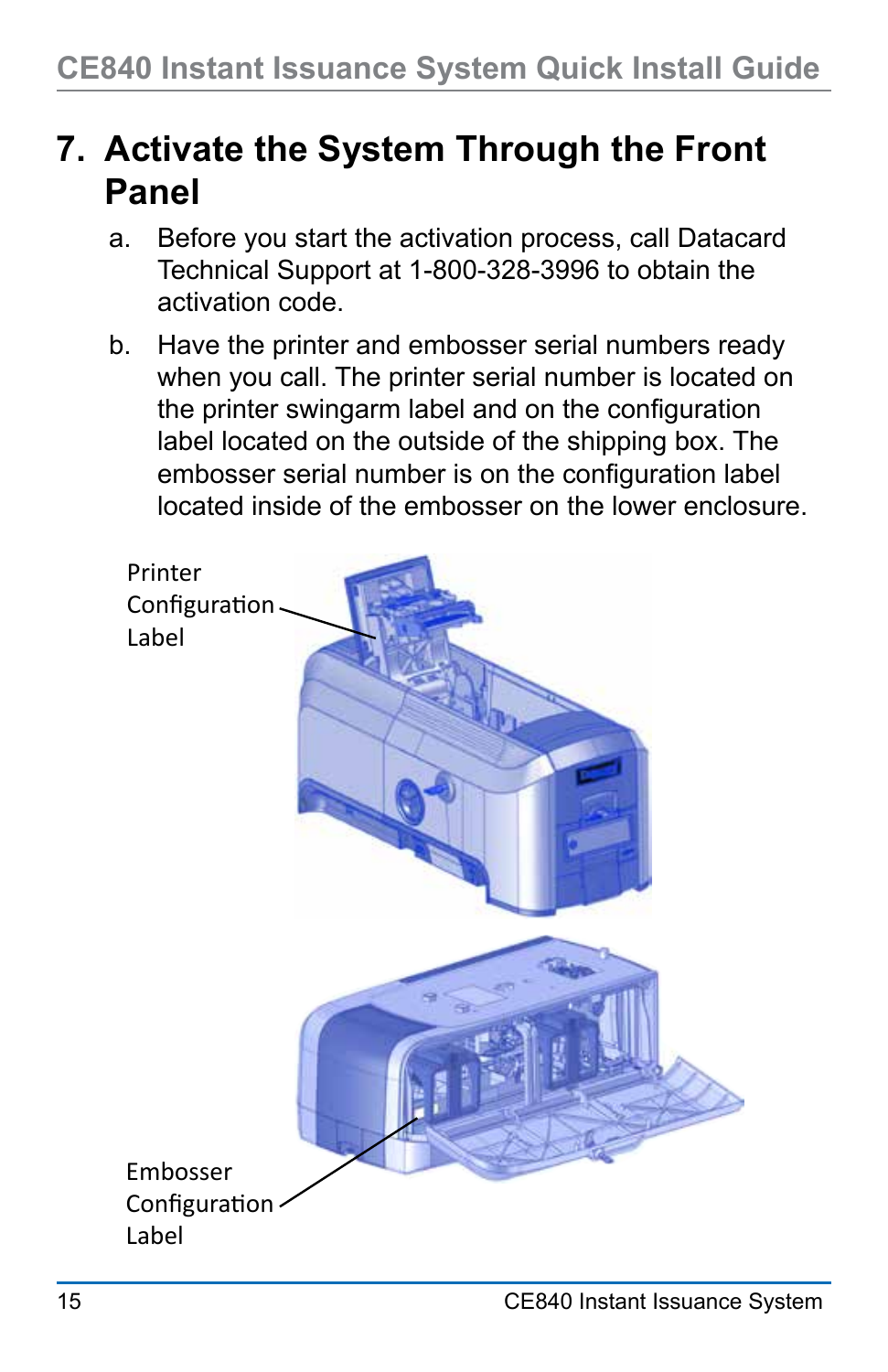# 7. Activate the System Through the Front Panel

a. Before you start the activation process, call Datacard Technical Support at 1-800-328-3996 to obtain the activation code.

b. Have the printer and embosser serial numbers ready when you call. The printer serial number is located on the printer swingarm label and on the configuration label located on the outside of the shipping box. The embosser serial number is on the configuration label located inside of the embosser on the lower enclosure.

Printer Configuration Label

Embosser Configuration Label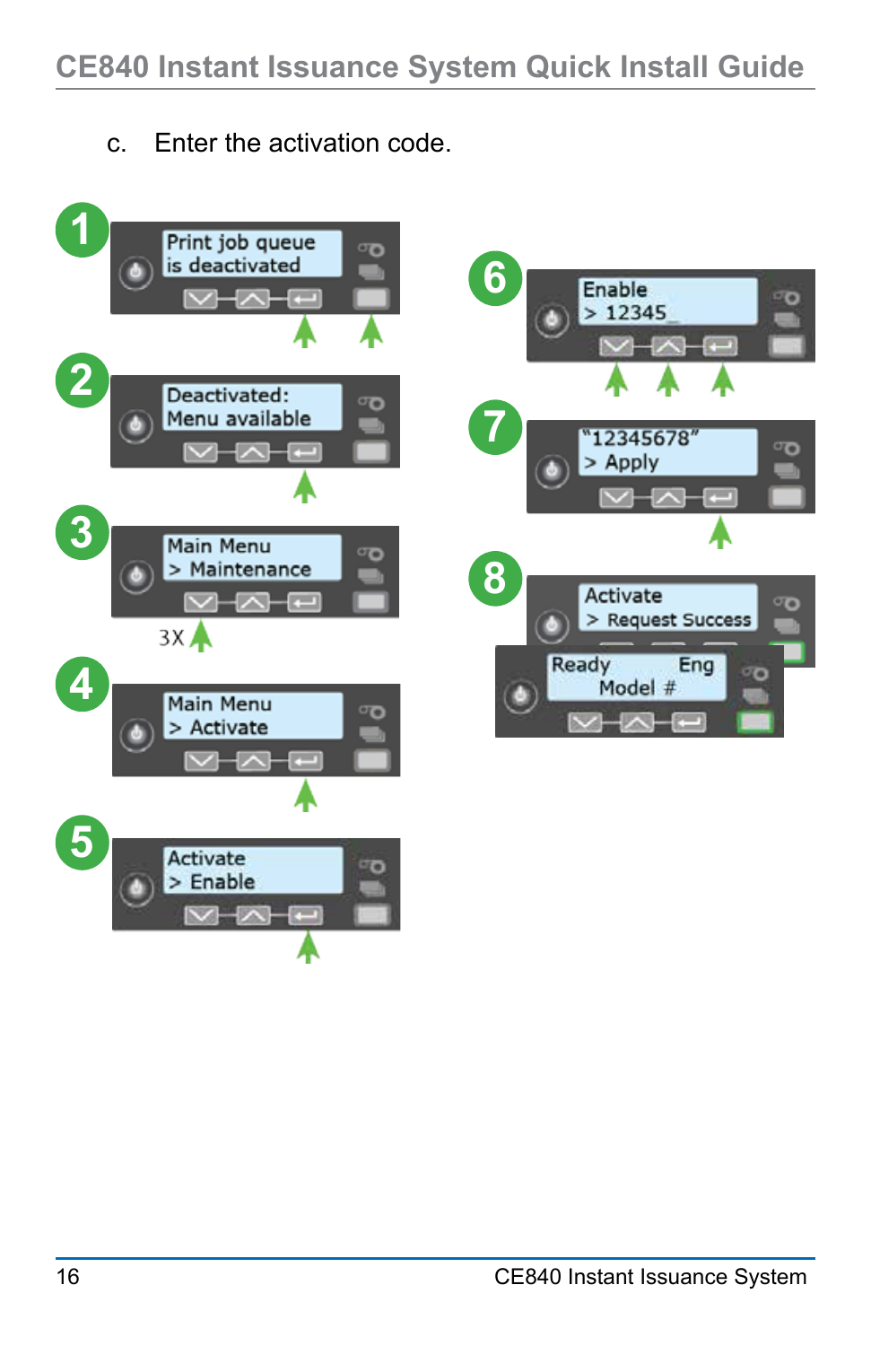c. Enter the activation code.

1. Print job queue is deactivated
2. Deactivated: Menu available
3. Main Menu > Maintenance (3X)
4. Main Menu > Activate
5. Activate > Enable
6. Enable > 12345_
7. "12345678" > Apply
8. Activate > Request Success

Ready Eng Model #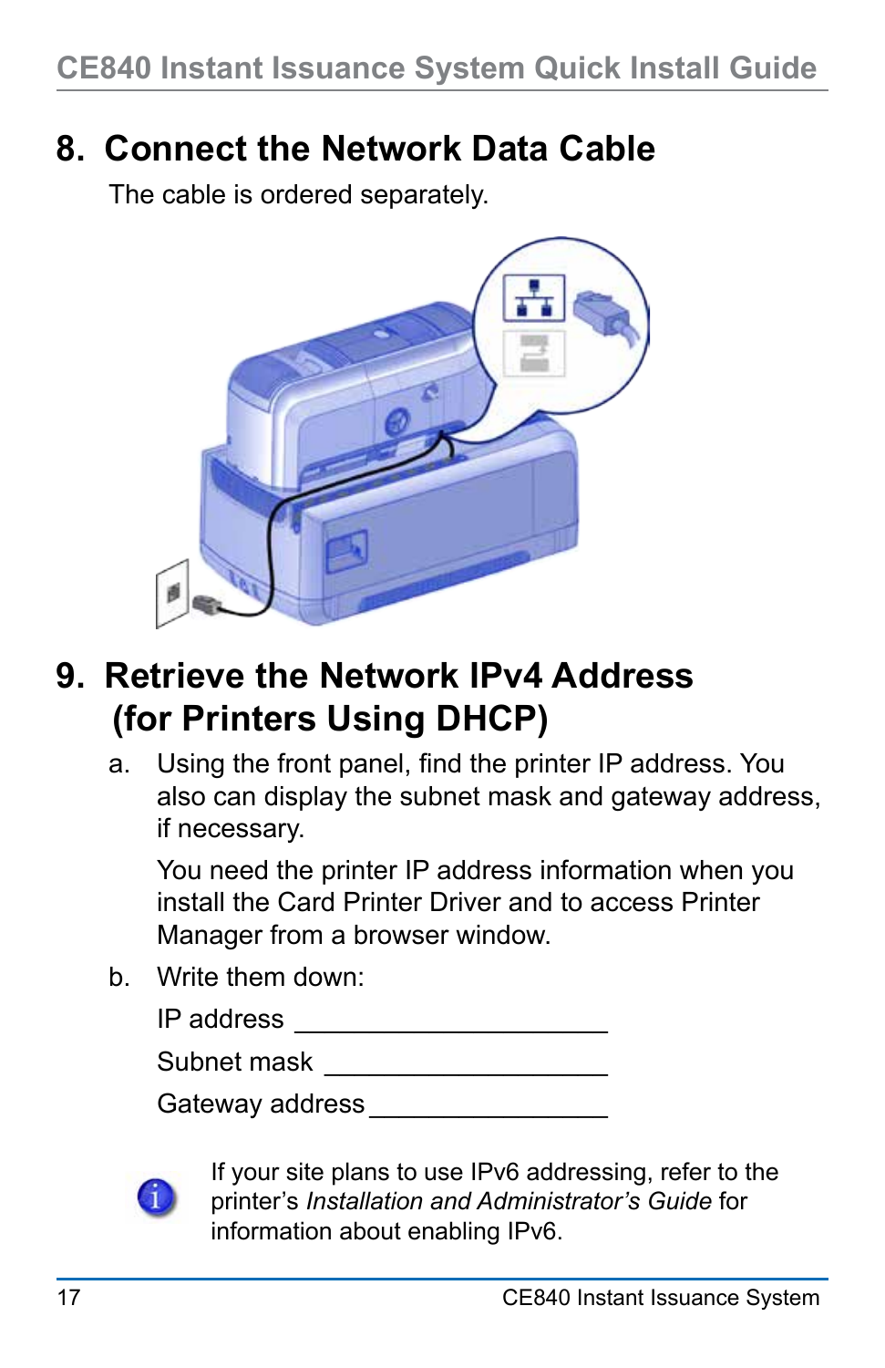## 8. Connect the Network Data Cable

The cable is ordered separately.

## 9. Retrieve the Network IPv4 Address (for Printers Using DHCP)

a. Using the front panel, find the printer IP address. You also can display the subnet mask and gateway address, if necessary.

   You need the printer IP address information when you install the Card Printer Driver and to access Printer Manager from a browser window.

b. Write them down:

   IP address ____________________

   Subnet mask ____________________

   Gateway address ________________

If your site plans to use IPv6 addressing, refer to the printer's *Installation and Administrator's Guide* for information about enabling IPv6.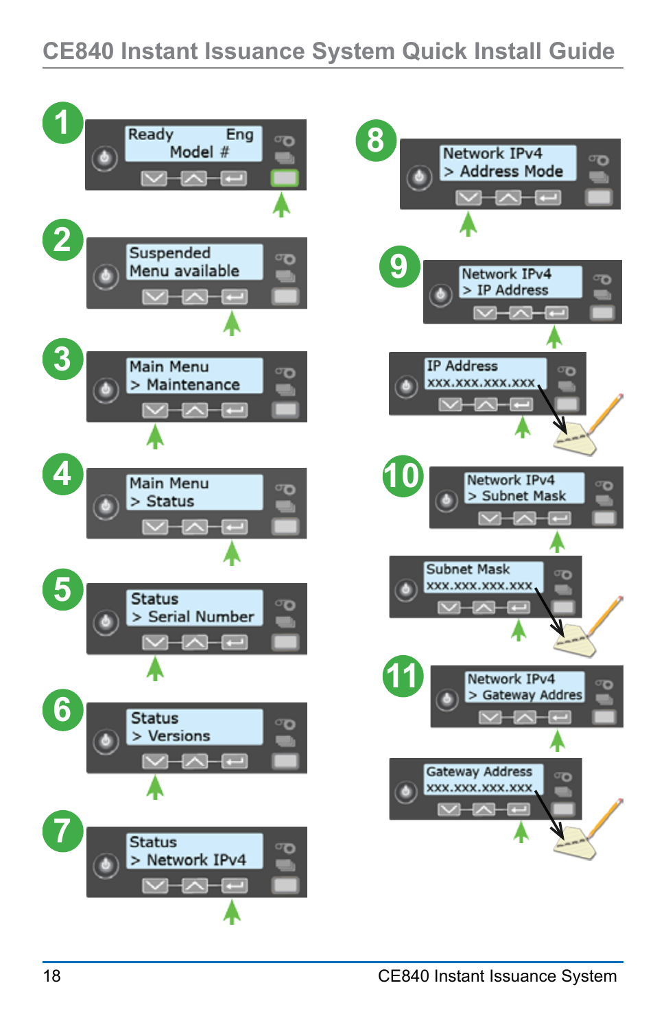1

Ready Eng
Model #

2

Suspended
Menu available

3

Main Menu
> Maintenance

4

Main Menu
> Status

5

Status
> Serial Number

6

Status
> Versions

7

Status
> Network IPv4

8

Network IPv4
> Address Mode

9

Network IPv4
> IP Address

IP Address
xxx.xxx.xxx.xxx

10

Network IPv4
> Subnet Mask

Subnet Mask
xxx.xxx.xxx.xxx

11

Network IPv4
> Gateway Addres

Gateway Address
xxx.xxx.xxx.xxx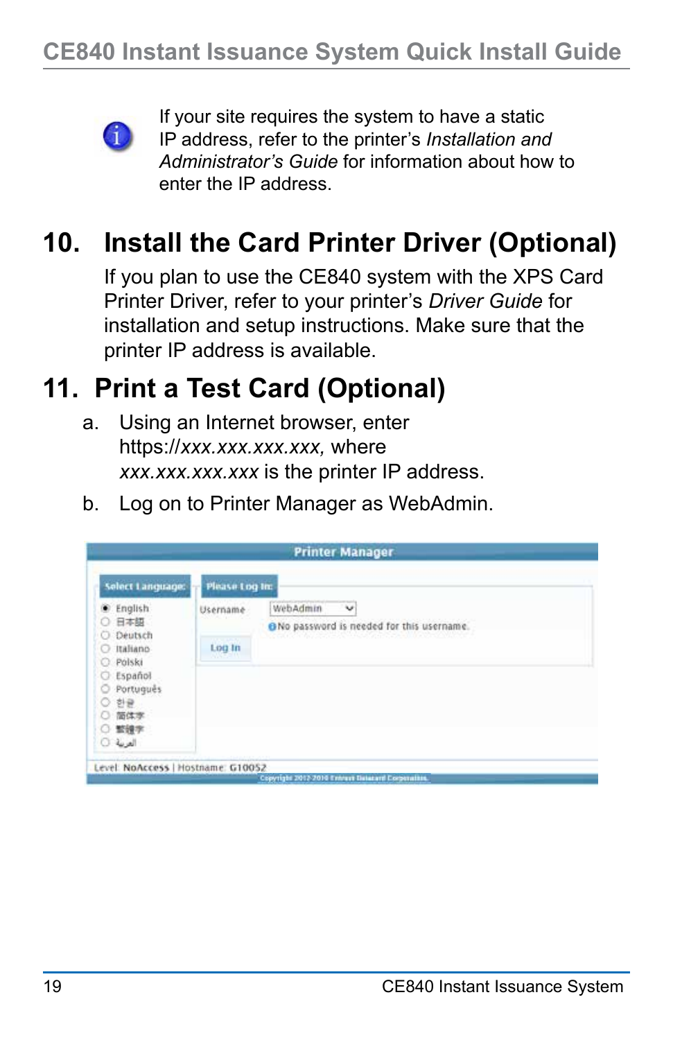If your site requires the system to have a static IP address, refer to the printer's *Installation and Administrator's Guide* for information about how to enter the IP address.

## 10. Install the Card Printer Driver (Optional)

If you plan to use the CE840 system with the XPS Card Printer Driver, refer to your printer's *Driver Guide* for installation and setup instructions. Make sure that the printer IP address is available.

## 11. Print a Test Card (Optional)

a. Using an Internet browser, enter https://*xxx.xxx.xxx.xxx,* where *xxx.xxx.xxx.xxx* is the printer IP address.

b. Log on to Printer Manager as WebAdmin.

Printer Manager

Select Language:

- English
- 日本語
- Deutsch
- Italiano
- Polski
- Español
- Português
- 한글
- 简体字
- 繁體字
- العربية

Please Log In:

Username: WebAdmin

No password is needed for this username.

Log In

Level: NoAccess | Hostname: G10052

Copyright 2012-2016 Entrust Datacard Corporation.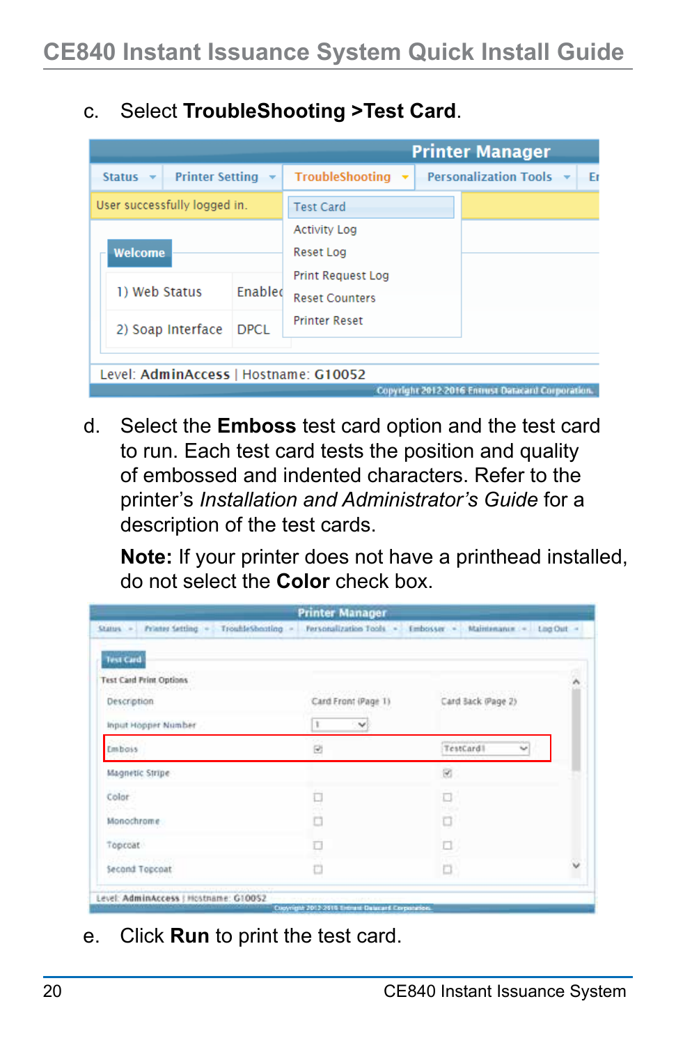c. Select **TroubleShooting >Test Card**.

d. Select the **Emboss** test card option and the test card to run. Each test card tests the position and quality of embossed and indented characters. Refer to the printer's *Installation and Administrator's Guide* for a description of the test cards.

**Note:** If your printer does not have a printhead installed, do not select the **Color** check box.

e. Click **Run** to print the test card.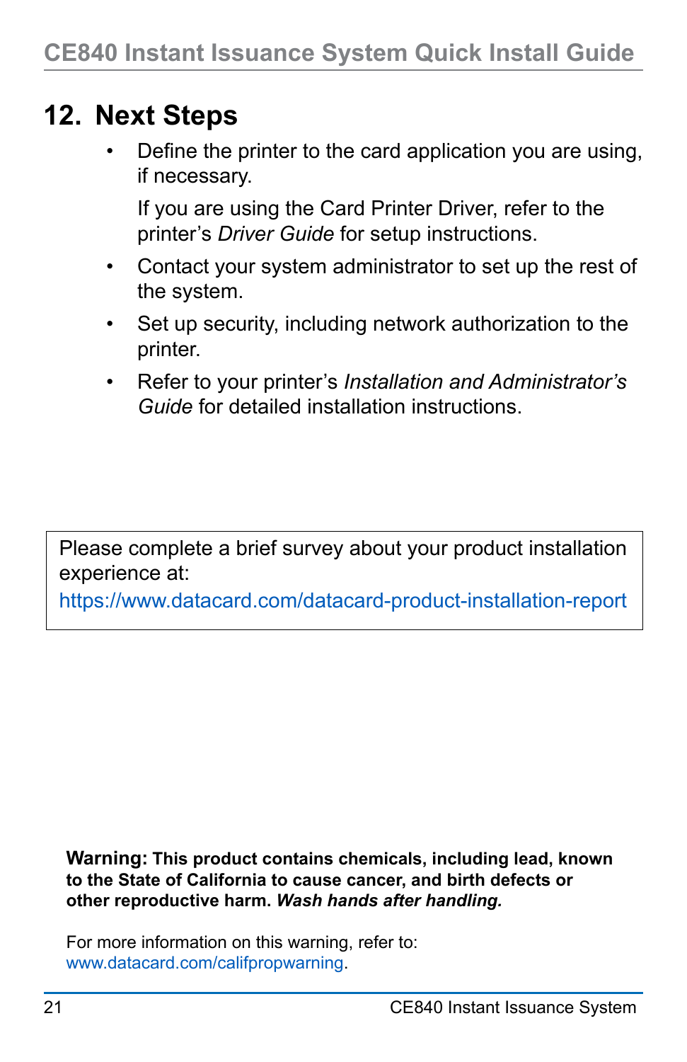## 12. Next Steps

- Define the printer to the card application you are using, if necessary.

  If you are using the Card Printer Driver, refer to the printer's *Driver Guide* for setup instructions.

- Contact your system administrator to set up the rest of the system.
- Set up security, including network authorization to the printer.
- Refer to your printer's *Installation and Administrator's Guide* for detailed installation instructions.

Please complete a brief survey about your product installation experience at:
https://www.datacard.com/datacard-product-installation-report

**Warning: This product contains chemicals, including lead, known to the State of California to cause cancer, and birth defects or other reproductive harm. *Wash hands after handling.***

For more information on this warning, refer to:
www.datacard.com/califpropwarning.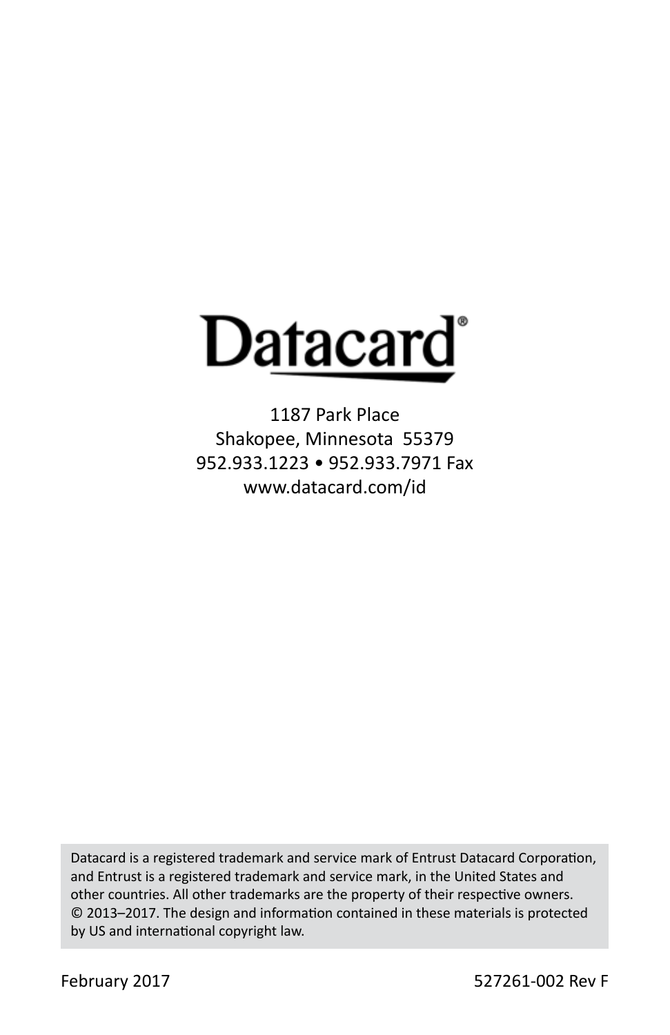Datacard®

1187 Park Place
Shakopee, Minnesota 55379
952.933.1223 • 952.933.7971 Fax
www.datacard.com/id

Datacard is a registered trademark and service mark of Entrust Datacard Corporation, and Entrust is a registered trademark and service mark, in the United States and other countries. All other trademarks are the property of their respective owners.
© 2013–2017. The design and information contained in these materials is protected by US and international copyright law.

February 2017

527261-002 Rev F